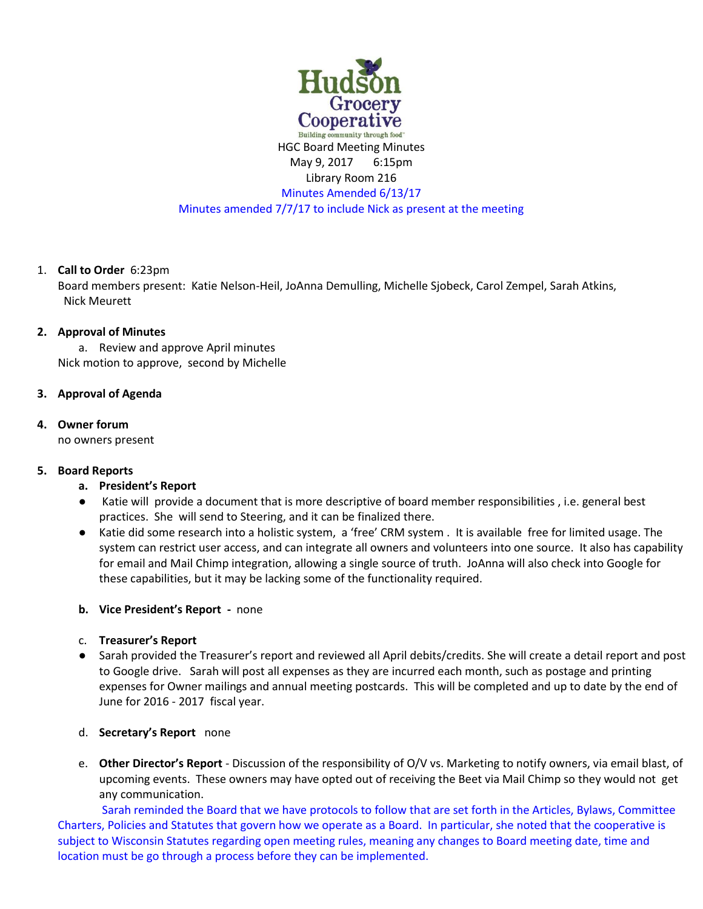Hudson Grocery Cooperative
Building community through food™

HGC Board Meeting Minutes
May 9, 2017 6:15pm
Library Room 216
Minutes Amended 6/13/17
Minutes amended 7/7/17 to include Nick as present at the meeting

1. **Call to Order** 6:23pm
   Board members present: Katie Nelson-Heil, JoAnna Demulling, Michelle Sjobeck, Carol Zempel, Sarah Atkins, Nick Meurett

2. **Approval of Minutes**
   a. Review and approve April minutes
   Nick motion to approve, second by Michelle

3. **Approval of Agenda**

4. **Owner forum**
   no owners present

5. **Board Reports**
   a. **President's Report**
   - Katie will provide a document that is more descriptive of board member responsibilities , i.e. general best practices. She will send to Steering, and it can be finalized there.
   - Katie did some research into a holistic system, a 'free' CRM system . It is available free for limited usage. The system can restrict user access, and can integrate all owners and volunteers into one source. It also has capability for email and Mail Chimp integration, allowing a single source of truth. JoAnna will also check into Google for these capabilities, but it may be lacking some of the functionality required.

   b. **Vice President's Report** - none

   c. **Treasurer's Report**
   - Sarah provided the Treasurer's report and reviewed all April debits/credits. She will create a detail report and post to Google drive. Sarah will post all expenses as they are incurred each month, such as postage and printing expenses for Owner mailings and annual meeting postcards. This will be completed and up to date by the end of June for 2016 - 2017 fiscal year.

   d. **Secretary's Report** none

   e. **Other Director's Report** - Discussion of the responsibility of O/V vs. Marketing to notify owners, via email blast, of upcoming events. These owners may have opted out of receiving the Beet via Mail Chimp so they would not get any communication.

   Sarah reminded the Board that we have protocols to follow that are set forth in the Articles, Bylaws, Committee Charters, Policies and Statutes that govern how we operate as a Board. In particular, she noted that the cooperative is subject to Wisconsin Statutes regarding open meeting rules, meaning any changes to Board meeting date, time and location must be go through a process before they can be implemented.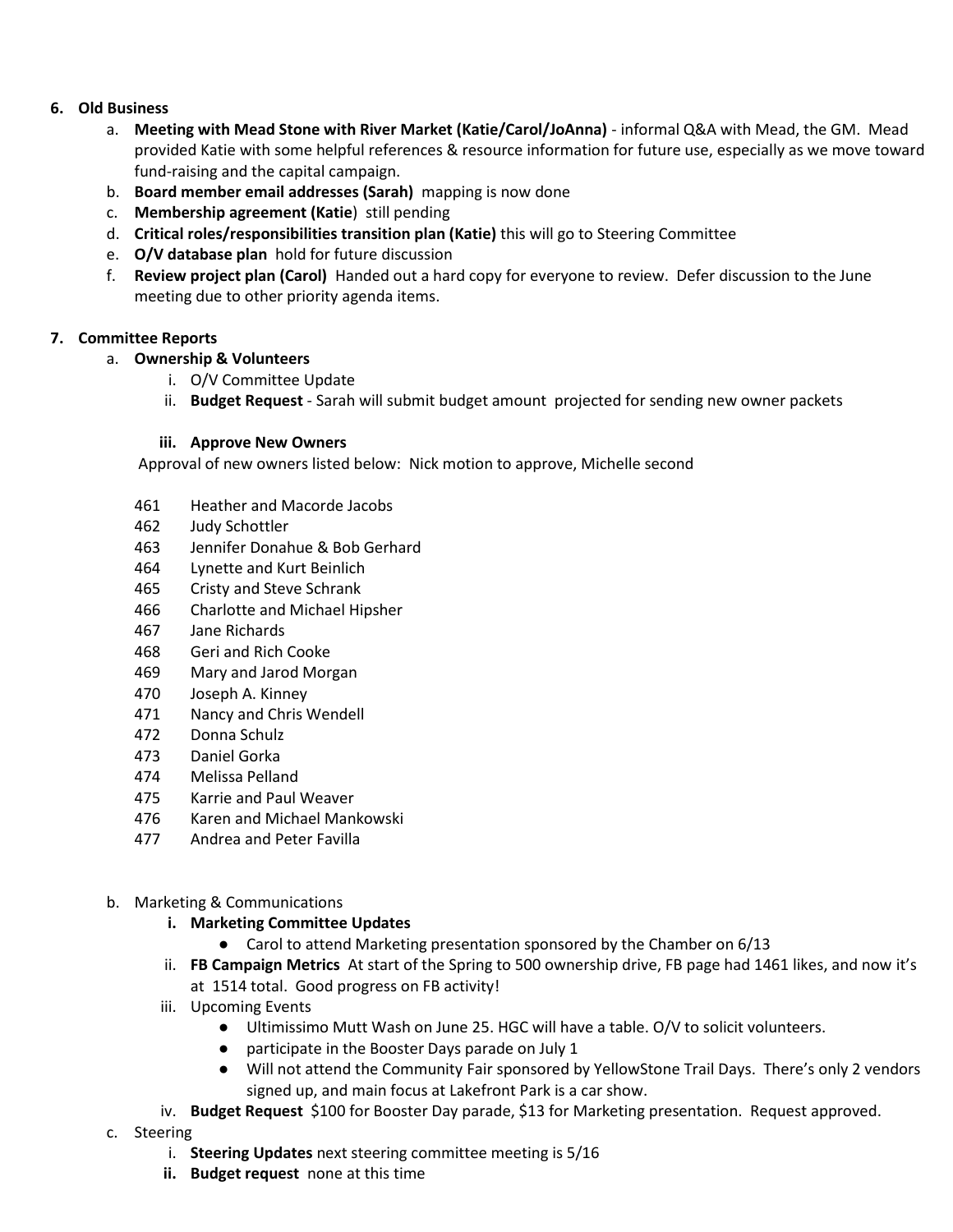6. **Old Business**
    a. **Meeting with Mead Stone with River Market (Katie/Carol/JoAnna)** - informal Q&A with Mead, the GM. Mead provided Katie with some helpful references & resource information for future use, especially as we move toward fund-raising and the capital campaign.
    b. **Board member email addresses (Sarah)** mapping is now done
    c. **Membership agreement (Katie**) still pending
    d. **Critical roles/responsibilities transition plan (Katie)** this will go to Steering Committee
    e. **O/V database plan** hold for future discussion
    f. **Review project plan (Carol)** Handed out a hard copy for everyone to review. Defer discussion to the June meeting due to other priority agenda items.

7. **Committee Reports**
    a. **Ownership & Volunteers**
        i. O/V Committee Update
        ii. **Budget Request** - Sarah will submit budget amount projected for sending new owner packets

        iii. **Approve New Owners**

    Approval of new owners listed below: Nick motion to approve, Michelle second

    461 Heather and Macorde Jacobs
    462 Judy Schottler
    463 Jennifer Donahue & Bob Gerhard
    464 Lynette and Kurt Beinlich
    465 Cristy and Steve Schrank
    466 Charlotte and Michael Hipsher
    467 Jane Richards
    468 Geri and Rich Cooke
    469 Mary and Jarod Morgan
    470 Joseph A. Kinney
    471 Nancy and Chris Wendell
    472 Donna Schulz
    473 Daniel Gorka
    474 Melissa Pelland
    475 Karrie and Paul Weaver
    476 Karen and Michael Mankowski
    477 Andrea and Peter Favilla

    b. Marketing & Communications
        i. **Marketing Committee Updates**
            - Carol to attend Marketing presentation sponsored by the Chamber on 6/13
        ii. **FB Campaign Metrics** At start of the Spring to 500 ownership drive, FB page had 1461 likes, and now it's at 1514 total. Good progress on FB activity!
        iii. Upcoming Events
            - Ultimissimo Mutt Wash on June 25. HGC will have a table. O/V to solicit volunteers.
            - participate in the Booster Days parade on July 1
            - Will not attend the Community Fair sponsored by YellowStone Trail Days. There's only 2 vendors signed up, and main focus at Lakefront Park is a car show.
        iv. **Budget Request** $100 for Booster Day parade, $13 for Marketing presentation. Request approved.

    c. Steering
        i. **Steering Updates** next steering committee meeting is 5/16
        ii. **Budget request** none at this time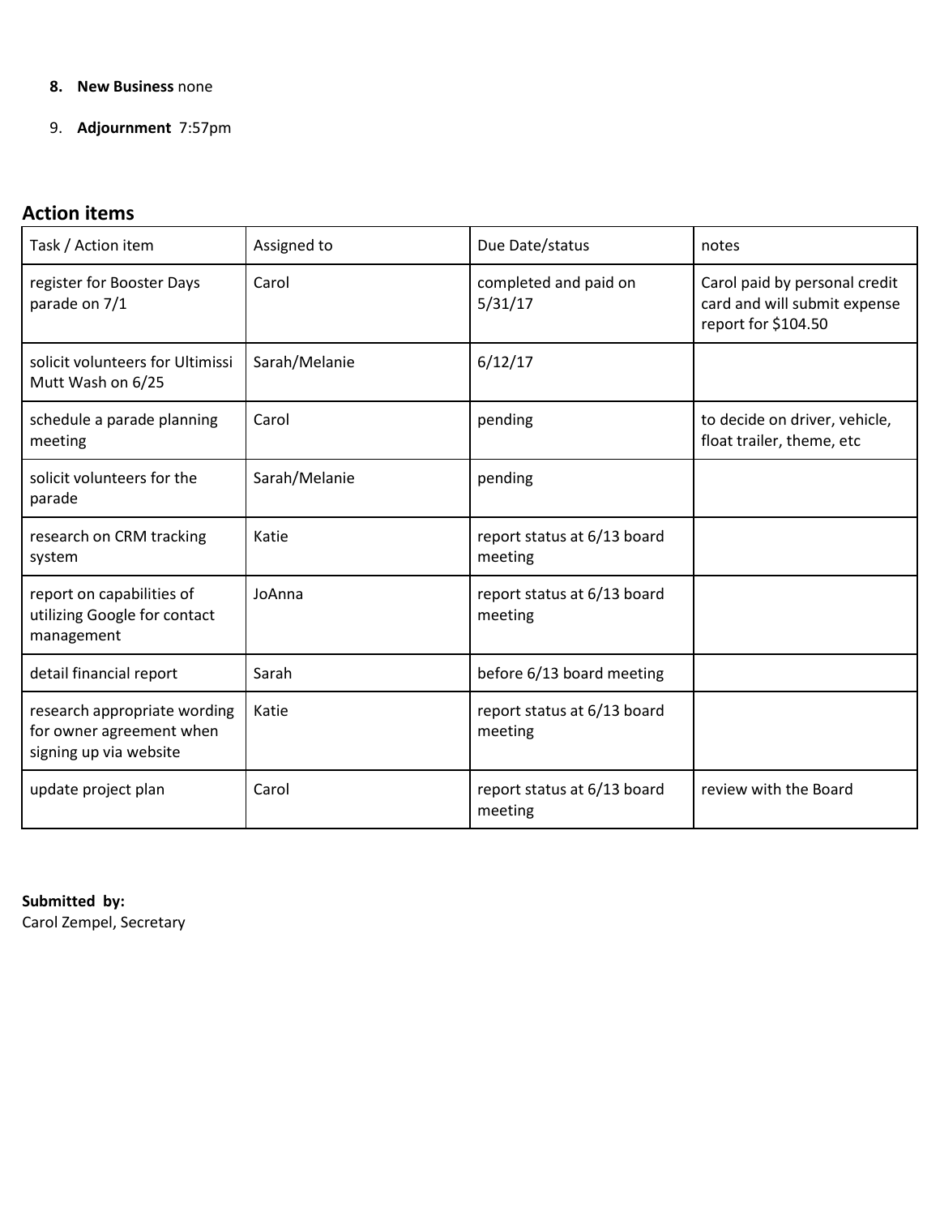8. **New Business** none

9. **Adjournment** 7:57pm

## Action items

| Task / Action item | Assigned to | Due Date/status | notes |
|---|---|---|---|
| register for Booster Days parade on 7/1 | Carol | completed and paid on 5/31/17 | Carol paid by personal credit card and will submit expense report for $104.50 |
| solicit volunteers for Ultimissi Mutt Wash on 6/25 | Sarah/Melanie | 6/12/17 | |
| schedule a parade planning meeting | Carol | pending | to decide on driver, vehicle, float trailer, theme, etc |
| solicit volunteers for the parade | Sarah/Melanie | pending | |
| research on CRM tracking system | Katie | report status at 6/13 board meeting | |
| report on capabilities of utilizing Google for contact management | JoAnna | report status at 6/13 board meeting | |
| detail financial report | Sarah | before 6/13 board meeting | |
| research appropriate wording for owner agreement when signing up via website | Katie | report status at 6/13 board meeting | |
| update project plan | Carol | report status at 6/13 board meeting | review with the Board |

**Submitted by:**
Carol Zempel, Secretary